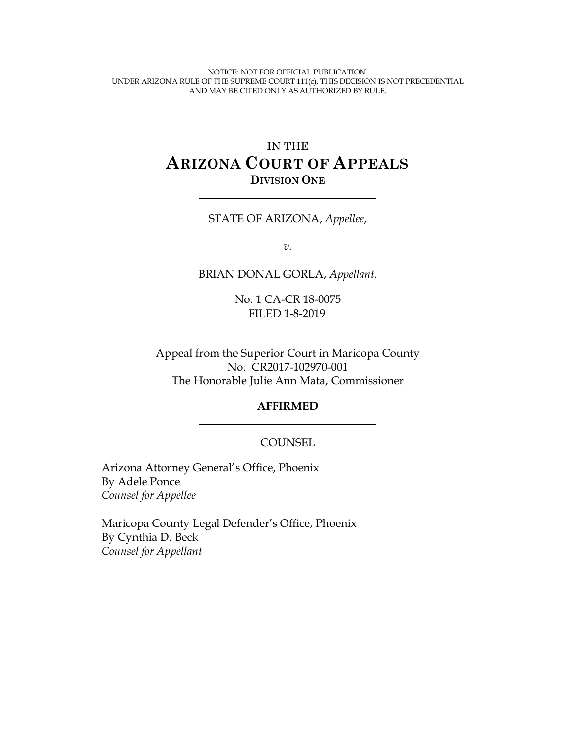NOTICE: NOT FOR OFFICIAL PUBLICATION.
UNDER ARIZONA RULE OF THE SUPREME COURT 111(c), THIS DECISION IS NOT PRECEDENTIAL
AND MAY BE CITED ONLY AS AUTHORIZED BY RULE.

# IN THE ARIZONA COURT OF APPEALS
## DIVISION ONE

---

STATE OF ARIZONA, *Appellee*,

*v.*

BRIAN DONAL GORLA, *Appellant*.

No. 1 CA-CR 18-0075
FILED 1-8-2019

---

Appeal from the Superior Court in Maricopa County
No. CR2017-102970-001
The Honorable Julie Ann Mata, Commissioner

**AFFIRMED**

---

COUNSEL

Arizona Attorney General's Office, Phoenix
By Adele Ponce
*Counsel for Appellee*

Maricopa County Legal Defender's Office, Phoenix
By Cynthia D. Beck
*Counsel for Appellant*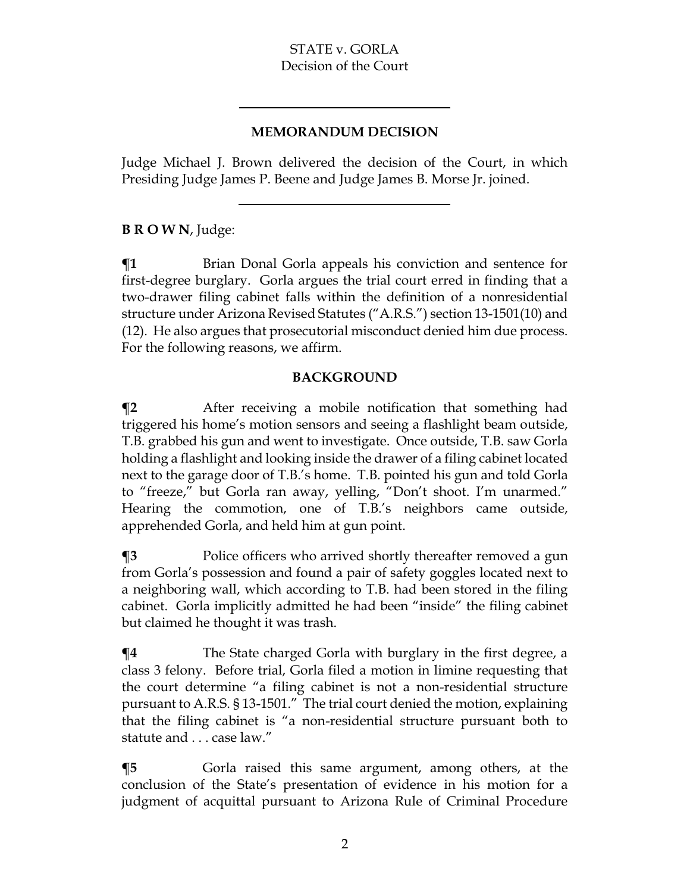## MEMORANDUM DECISION

Judge Michael J. Brown delivered the decision of the Court, in which Presiding Judge James P. Beene and Judge James B. Morse Jr. joined.

---

**B R O W N**, Judge:

**¶1** Brian Donal Gorla appeals his conviction and sentence for first-degree burglary. Gorla argues the trial court erred in finding that a two-drawer filing cabinet falls within the definition of a nonresidential structure under Arizona Revised Statutes ("A.R.S.") section 13-1501(10) and (12). He also argues that prosecutorial misconduct denied him due process. For the following reasons, we affirm.

## BACKGROUND

**¶2** After receiving a mobile notification that something had triggered his home's motion sensors and seeing a flashlight beam outside, T.B. grabbed his gun and went to investigate. Once outside, T.B. saw Gorla holding a flashlight and looking inside the drawer of a filing cabinet located next to the garage door of T.B.'s home. T.B. pointed his gun and told Gorla to "freeze," but Gorla ran away, yelling, "Don't shoot. I'm unarmed." Hearing the commotion, one of T.B.'s neighbors came outside, apprehended Gorla, and held him at gun point.

**¶3** Police officers who arrived shortly thereafter removed a gun from Gorla's possession and found a pair of safety goggles located next to a neighboring wall, which according to T.B. had been stored in the filing cabinet. Gorla implicitly admitted he had been "inside" the filing cabinet but claimed he thought it was trash.

**¶4** The State charged Gorla with burglary in the first degree, a class 3 felony. Before trial, Gorla filed a motion in limine requesting that the court determine "a filing cabinet is not a non-residential structure pursuant to A.R.S. § 13-1501." The trial court denied the motion, explaining that the filing cabinet is "a non-residential structure pursuant both to statute and . . . case law."

**¶5** Gorla raised this same argument, among others, at the conclusion of the State's presentation of evidence in his motion for a judgment of acquittal pursuant to Arizona Rule of Criminal Procedure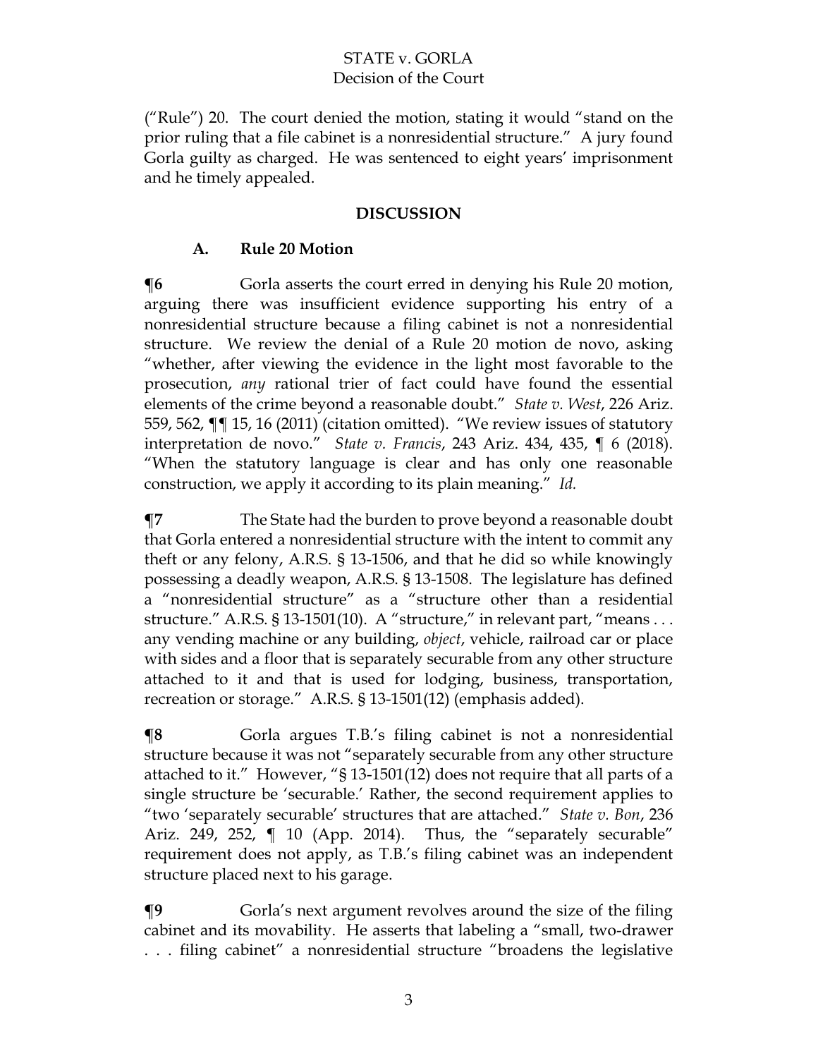("Rule") 20. The court denied the motion, stating it would "stand on the prior ruling that a file cabinet is a nonresidential structure." A jury found Gorla guilty as charged. He was sentenced to eight years' imprisonment and he timely appealed.

## DISCUSSION

### A. Rule 20 Motion

**¶6** Gorla asserts the court erred in denying his Rule 20 motion, arguing there was insufficient evidence supporting his entry of a nonresidential structure because a filing cabinet is not a nonresidential structure. We review the denial of a Rule 20 motion de novo, asking "whether, after viewing the evidence in the light most favorable to the prosecution, *any* rational trier of fact could have found the essential elements of the crime beyond a reasonable doubt." *State v. West*, 226 Ariz. 559, 562, ¶¶ 15, 16 (2011) (citation omitted). "We review issues of statutory interpretation de novo." *State v. Francis*, 243 Ariz. 434, 435, ¶ 6 (2018). "When the statutory language is clear and has only one reasonable construction, we apply it according to its plain meaning." *Id.*

**¶7** The State had the burden to prove beyond a reasonable doubt that Gorla entered a nonresidential structure with the intent to commit any theft or any felony, A.R.S. § 13-1506, and that he did so while knowingly possessing a deadly weapon, A.R.S. § 13-1508. The legislature has defined a "nonresidential structure" as a "structure other than a residential structure." A.R.S. § 13-1501(10). A "structure," in relevant part, "means . . . any vending machine or any building, *object*, vehicle, railroad car or place with sides and a floor that is separately securable from any other structure attached to it and that is used for lodging, business, transportation, recreation or storage." A.R.S. § 13-1501(12) (emphasis added).

**¶8** Gorla argues T.B.'s filing cabinet is not a nonresidential structure because it was not "separately securable from any other structure attached to it." However, "§ 13-1501(12) does not require that all parts of a single structure be 'securable.' Rather, the second requirement applies to "two 'separately securable' structures that are attached." *State v. Bon*, 236 Ariz. 249, 252, ¶ 10 (App. 2014). Thus, the "separately securable" requirement does not apply, as T.B.'s filing cabinet was an independent structure placed next to his garage.

**¶9** Gorla's next argument revolves around the size of the filing cabinet and its movability. He asserts that labeling a "small, two-drawer . . . filing cabinet" a nonresidential structure "broadens the legislative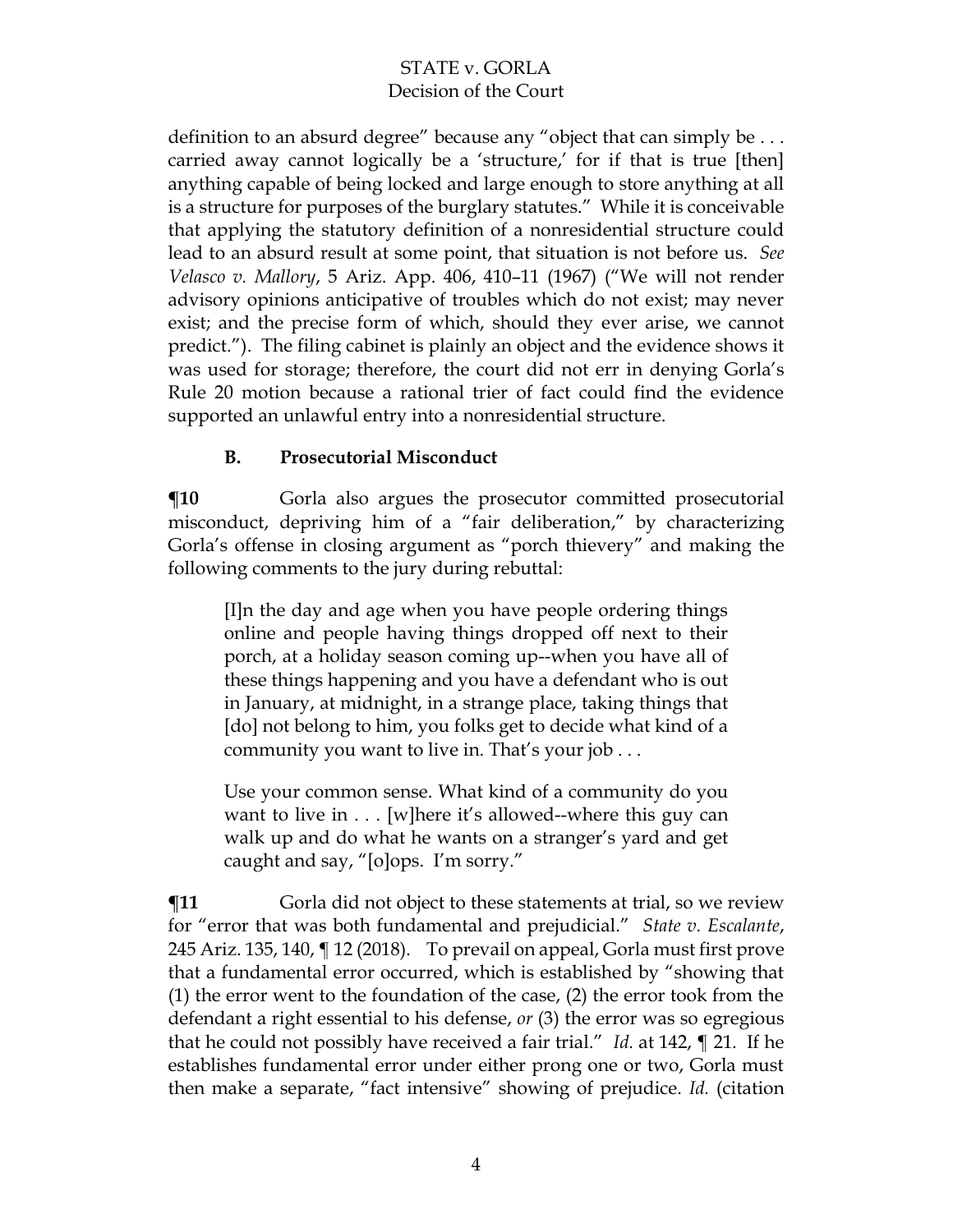definition to an absurd degree" because any "object that can simply be . . . carried away cannot logically be a 'structure,' for if that is true [then] anything capable of being locked and large enough to store anything at all is a structure for purposes of the burglary statutes." While it is conceivable that applying the statutory definition of a nonresidential structure could lead to an absurd result at some point, that situation is not before us. *See Velasco v. Mallory*, 5 Ariz. App. 406, 410–11 (1967) ("We will not render advisory opinions anticipative of troubles which do not exist; may never exist; and the precise form of which, should they ever arise, we cannot predict."). The filing cabinet is plainly an object and the evidence shows it was used for storage; therefore, the court did not err in denying Gorla's Rule 20 motion because a rational trier of fact could find the evidence supported an unlawful entry into a nonresidential structure.

### B. Prosecutorial Misconduct

**¶10** Gorla also argues the prosecutor committed prosecutorial misconduct, depriving him of a "fair deliberation," by characterizing Gorla's offense in closing argument as "porch thievery" and making the following comments to the jury during rebuttal:

> [I]n the day and age when you have people ordering things online and people having things dropped off next to their porch, at a holiday season coming up--when you have all of these things happening and you have a defendant who is out in January, at midnight, in a strange place, taking things that [do] not belong to him, you folks get to decide what kind of a community you want to live in. That's your job . . .
>
> Use your common sense. What kind of a community do you want to live in . . . [w]here it's allowed--where this guy can walk up and do what he wants on a stranger's yard and get caught and say, "[o]ops. I'm sorry."

**¶11** Gorla did not object to these statements at trial, so we review for "error that was both fundamental and prejudicial." *State v. Escalante*, 245 Ariz. 135, 140, ¶ 12 (2018). To prevail on appeal, Gorla must first prove that a fundamental error occurred, which is established by "showing that (1) the error went to the foundation of the case, (2) the error took from the defendant a right essential to his defense, *or* (3) the error was so egregious that he could not possibly have received a fair trial." *Id.* at 142, ¶ 21. If he establishes fundamental error under either prong one or two, Gorla must then make a separate, "fact intensive" showing of prejudice. *Id.* (citation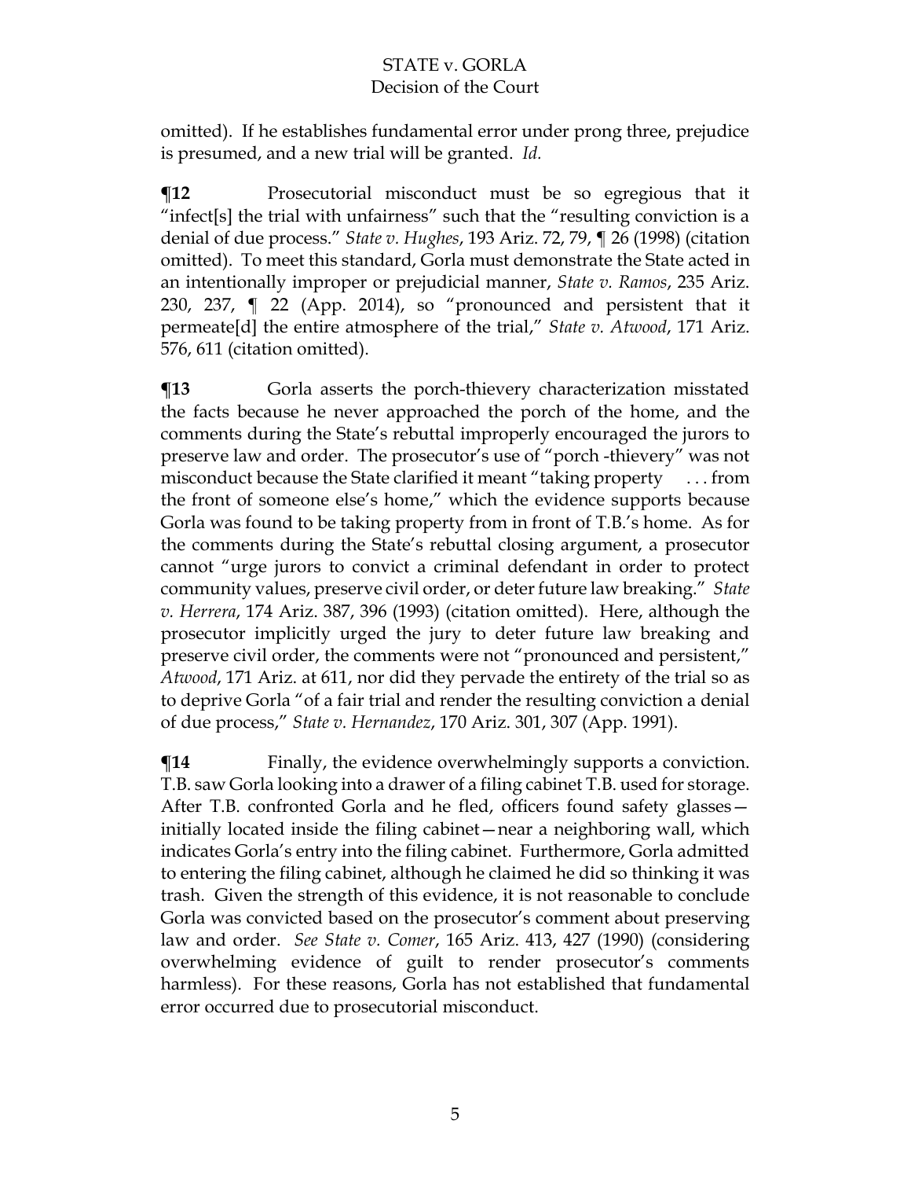omitted). If he establishes fundamental error under prong three, prejudice is presumed, and a new trial will be granted. *Id.*

**¶12** Prosecutorial misconduct must be so egregious that it "infect[s] the trial with unfairness" such that the "resulting conviction is a denial of due process." *State v. Hughes*, 193 Ariz. 72, 79, ¶ 26 (1998) (citation omitted). To meet this standard, Gorla must demonstrate the State acted in an intentionally improper or prejudicial manner, *State v. Ramos*, 235 Ariz. 230, 237, ¶ 22 (App. 2014), so "pronounced and persistent that it permeate[d] the entire atmosphere of the trial," *State v. Atwood*, 171 Ariz. 576, 611 (citation omitted).

**¶13** Gorla asserts the porch-thievery characterization misstated the facts because he never approached the porch of the home, and the comments during the State's rebuttal improperly encouraged the jurors to preserve law and order. The prosecutor's use of "porch -thievery" was not misconduct because the State clarified it meant "taking property . . . from the front of someone else's home," which the evidence supports because Gorla was found to be taking property from in front of T.B.'s home. As for the comments during the State's rebuttal closing argument, a prosecutor cannot "urge jurors to convict a criminal defendant in order to protect community values, preserve civil order, or deter future law breaking." *State v. Herrera*, 174 Ariz. 387, 396 (1993) (citation omitted). Here, although the prosecutor implicitly urged the jury to deter future law breaking and preserve civil order, the comments were not "pronounced and persistent," *Atwood*, 171 Ariz. at 611, nor did they pervade the entirety of the trial so as to deprive Gorla "of a fair trial and render the resulting conviction a denial of due process," *State v. Hernandez*, 170 Ariz. 301, 307 (App. 1991).

**¶14** Finally, the evidence overwhelmingly supports a conviction. T.B. saw Gorla looking into a drawer of a filing cabinet T.B. used for storage. After T.B. confronted Gorla and he fled, officers found safety glasses—initially located inside the filing cabinet—near a neighboring wall, which indicates Gorla's entry into the filing cabinet. Furthermore, Gorla admitted to entering the filing cabinet, although he claimed he did so thinking it was trash. Given the strength of this evidence, it is not reasonable to conclude Gorla was convicted based on the prosecutor's comment about preserving law and order. *See State v. Comer*, 165 Ariz. 413, 427 (1990) (considering overwhelming evidence of guilt to render prosecutor's comments harmless). For these reasons, Gorla has not established that fundamental error occurred due to prosecutorial misconduct.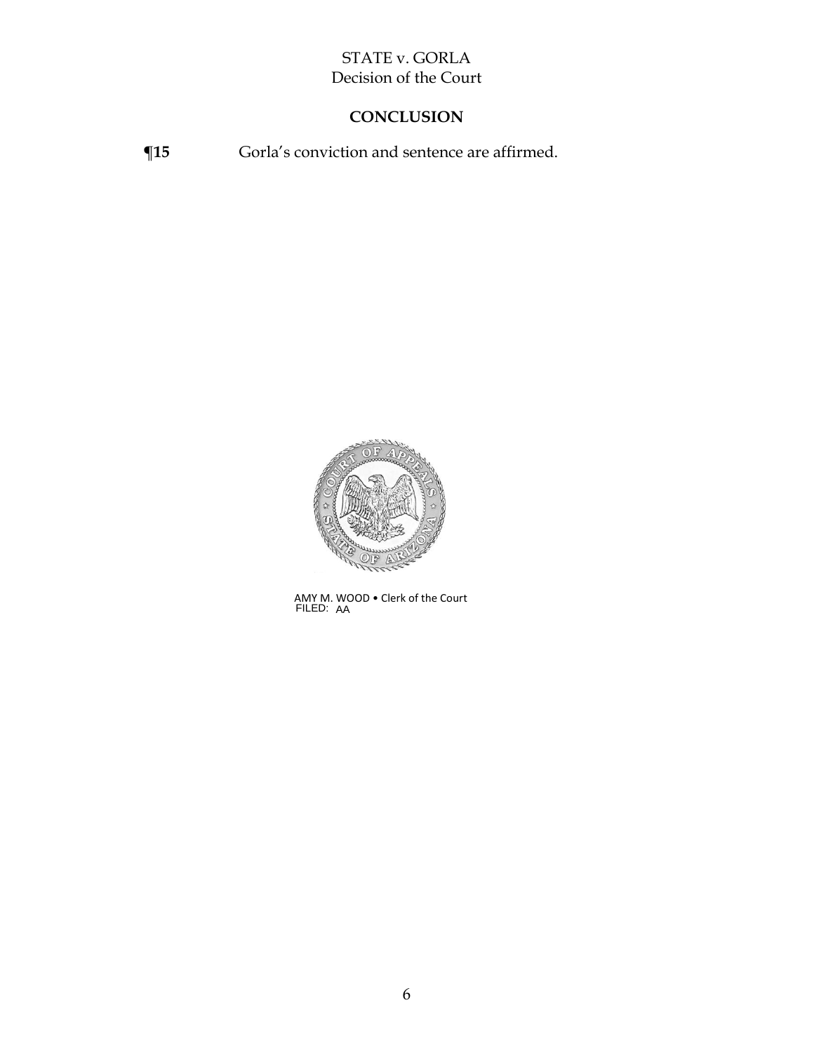## CONCLUSION

**¶15** Gorla's conviction and sentence are affirmed.

AMY M. WOOD • Clerk of the Court
FILED: AA